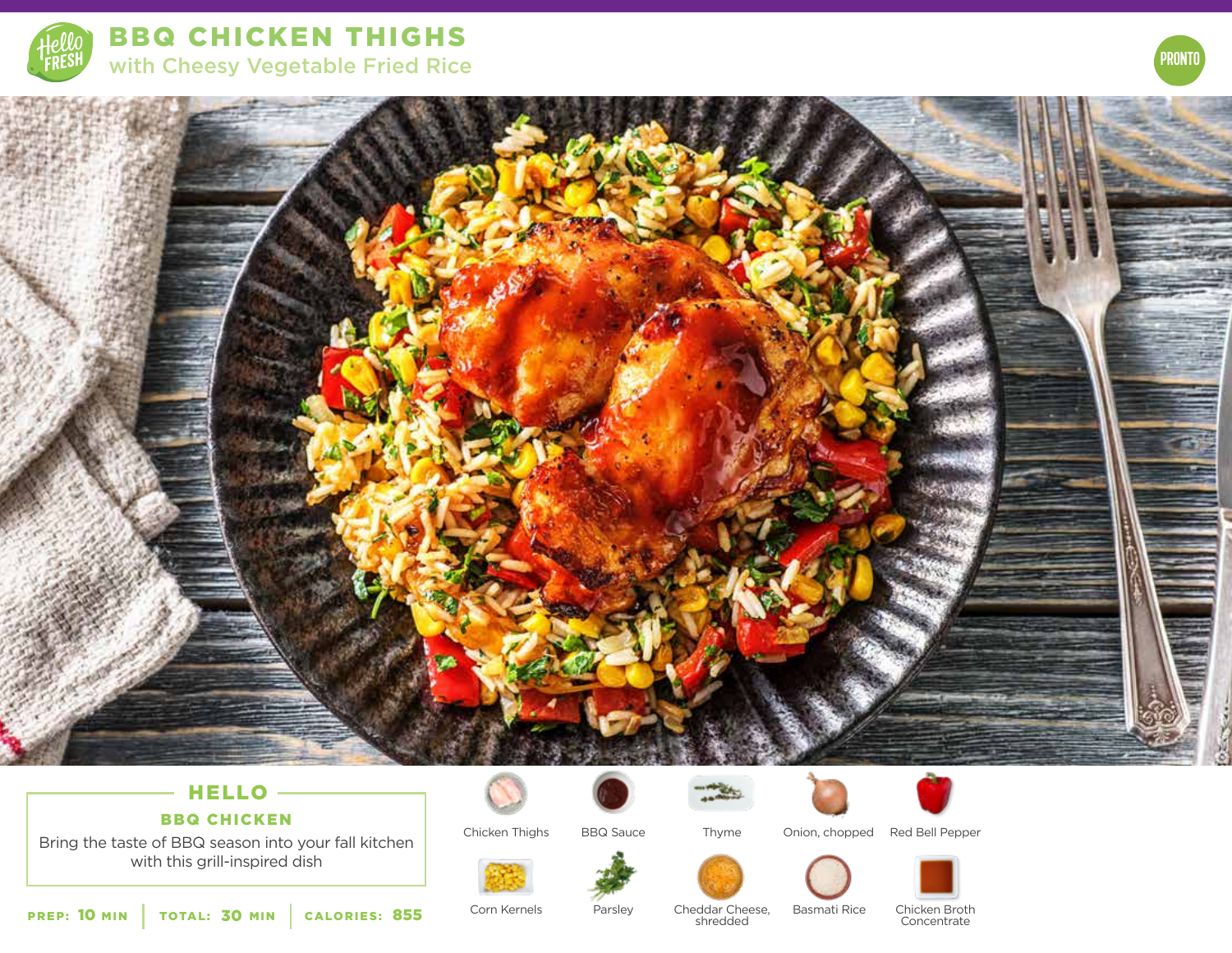# BBQ CHICKEN THIGHS

## with Cheesy Vegetable Fried Rice

PRONTO

## HELLO

### BBQ CHICKEN

Bring the taste of BBQ season into your fall kitchen with this grill-inspired dish

**PREP:** 10 MIN | **TOTAL:** 30 MIN | **CALORIES:** 855

- Chicken Thighs
- BBQ Sauce
- Thyme
- Onion, chopped
- Red Bell Pepper
- Corn Kernels
- Parsley
- Cheddar Cheese, shredded
- Basmati Rice
- Chicken Broth Concentrate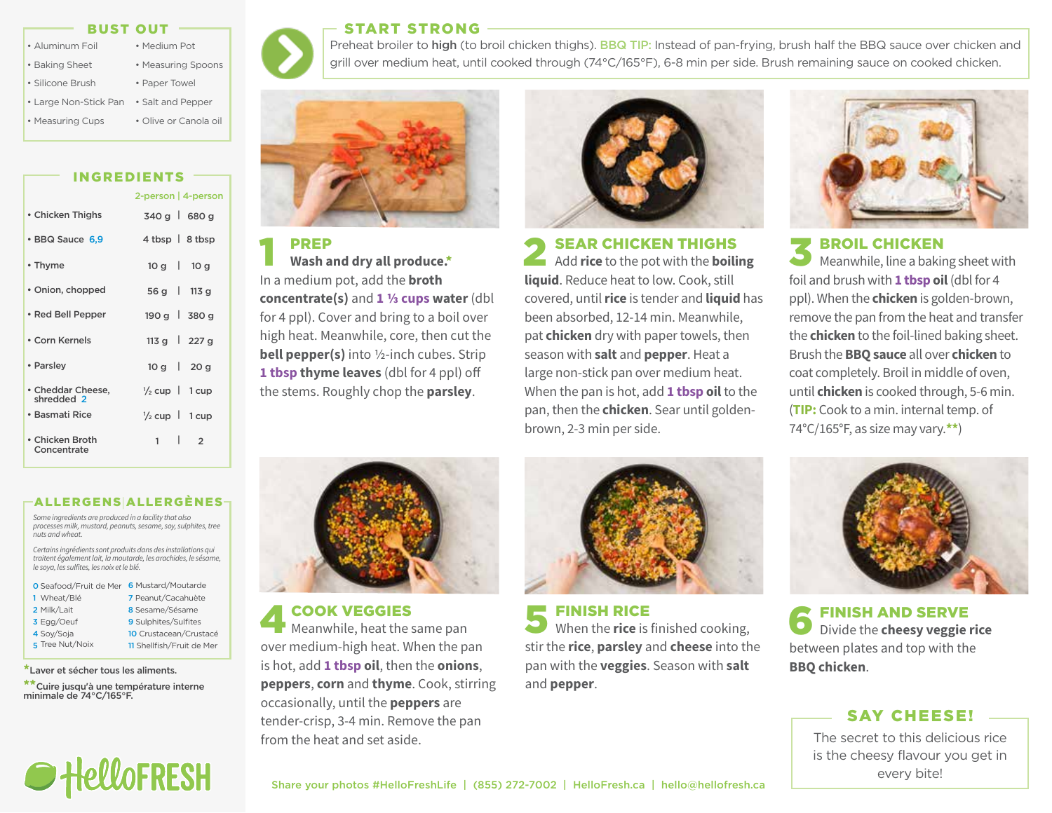## BUST OUT

- Aluminum Foil
- Baking Sheet
- Silicone Brush
- Large Non-Stick Pan
- Measuring Cups
- Medium Pot
- Measuring Spoons
- Paper Towel
- Salt and Pepper
- Olive or Canola oil

## INGREDIENTS

| | 2-person | 4-person |
|---|---|---|
| Chicken Thighs | 340 g | 680 g |
| BBQ Sauce 6,9 | 4 tbsp | 8 tbsp |
| Thyme | 10 g | 10 g |
| Onion, chopped | 56 g | 113 g |
| Red Bell Pepper | 190 g | 380 g |
| Corn Kernels | 113 g | 227 g |
| Parsley | 10 g | 20 g |
| Cheddar Cheese, shredded 2 | ½ cup | 1 cup |
| Basmati Rice | ½ cup | 1 cup |
| Chicken Broth Concentrate | 1 | 2 |

## ALLERGENS | ALLERGÈNES

*Some ingredients are produced in a facility that also processes milk, mustard, peanuts, sesame, soy, sulphites, tree nuts and wheat.*

*Certains ingrédients sont produits dans des installations qui traitent également lait, la moutarde, les arachides, le sésame, le soya, les sulfites, les noix et le blé.*

0 Seafood/Fruit de Mer
1 Wheat/Blé
2 Milk/Lait
3 Egg/Oeuf
4 Soy/Soja
5 Tree Nut/Noix
6 Mustard/Moutarde
7 Peanut/Cacahuète
8 Sesame/Sésame
9 Sulphites/Sulfites
10 Crustacean/Crustacé
11 Shellfish/Fruit de Mer

*Laver et sécher tous les aliments.

**Cuire jusqu'à une température interne minimale de 74°C/165°F.

HelloFRESH

## START STRONG

Preheat broiler to **high** (to broil chicken thighs). BBQ TIP: Instead of pan-frying, brush half the BBQ sauce over chicken and grill over medium heat, until cooked through (74°C/165°F), 6-8 min per side. Brush remaining sauce on cooked chicken.

## 1 PREP

**Wash and dry all produce.***

In a medium pot, add the **broth concentrate(s)** and **1 ⅓ cups water** (dbl for 4 ppl). Cover and bring to a boil over high heat. Meanwhile, core, then cut the **bell pepper(s)** into ½-inch cubes. Strip **1 tbsp thyme leaves** (dbl for 4 ppl) off the stems. Roughly chop the **parsley**.

## 2 SEAR CHICKEN THIGHS

Add **rice** to the pot with the **boiling liquid**. Reduce heat to low. Cook, still covered, until **rice** is tender and **liquid** has been absorbed, 12-14 min. Meanwhile, pat **chicken** dry with paper towels, then season with **salt** and **pepper**. Heat a large non-stick pan over medium heat. When the pan is hot, add **1 tbsp oil** to the pan, then the **chicken**. Sear until golden-brown, 2-3 min per side.

## 3 BROIL CHICKEN

Meanwhile, line a baking sheet with foil and brush with **1 tbsp oil** (dbl for 4 ppl). When the **chicken** is golden-brown, remove the pan from the heat and transfer the **chicken** to the foil-lined baking sheet. Brush the **BBQ sauce** all over **chicken** to coat completely. Broil in middle of oven, until **chicken** is cooked through, 5-6 min. (**TIP:** Cook to a min. internal temp. of 74°C/165°F, as size may vary.**)

## 4 COOK VEGGIES

Meanwhile, heat the same pan over medium-high heat. When the pan is hot, add **1 tbsp oil**, then the **onions**, **peppers**, **corn** and **thyme**. Cook, stirring occasionally, until the **peppers** are tender-crisp, 3-4 min. Remove the pan from the heat and set aside.

## 5 FINISH RICE

When the **rice** is finished cooking, stir the **rice**, **parsley** and **cheese** into the pan with the **veggies**. Season with **salt** and **pepper**.

## 6 FINISH AND SERVE

Divide the **cheesy veggie rice** between plates and top with the **BBQ chicken**.

## SAY CHEESE!

The secret to this delicious rice is the cheesy flavour you get in every bite!

Share your photos #HelloFreshLife | (855) 272-7002 | HelloFresh.ca | hello@hellofresh.ca